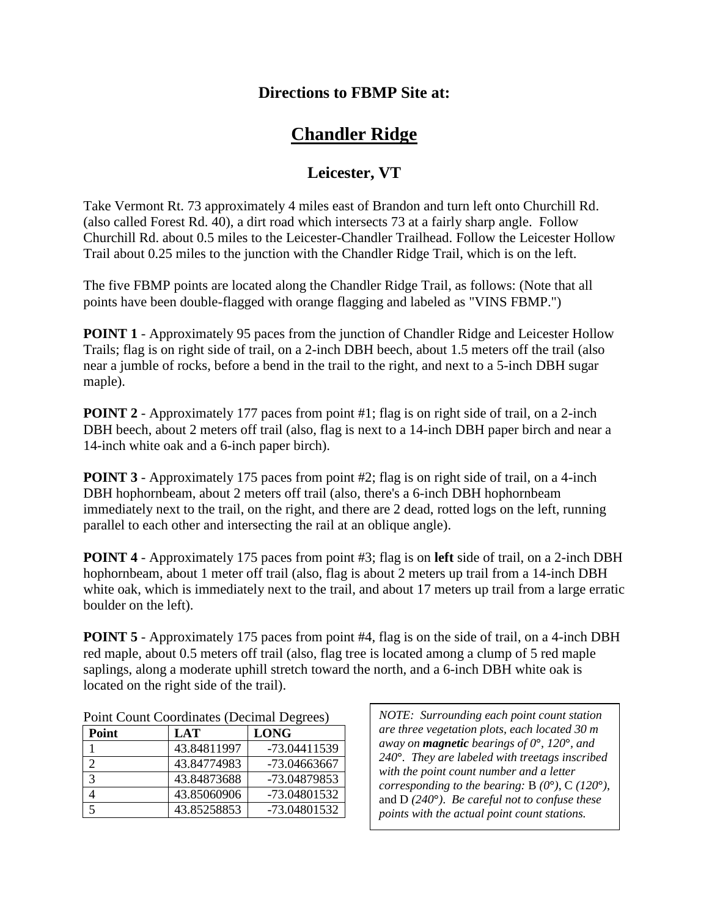### Directions to FBMP Site at:

# Chandler Ridge

### Leicester, VT

Take Vermont Rt. 73 approximately 4 miles east of Brandon and turn left onto Churchill Rd. (also called Forest Rd. 40), a dirt road which intersects 73 at a fairly sharp angle. Follow Churchill Rd. about 0.5 miles to the Leicester-Chandler Trailhead. Follow the Leicester Hollow Trail about 0.25 miles to the junction with the Chandler Ridge Trail, which is on the left.

The five FBMP points are located along the Chandler Ridge Trail, as follows: (Note that all points have been double-flagged with orange flagging and labeled as "VINS FBMP.")

**POINT 1** - Approximately 95 paces from the junction of Chandler Ridge and Leicester Hollow Trails; flag is on right side of trail, on a 2-inch DBH beech, about 1.5 meters off the trail (also near a jumble of rocks, before a bend in the trail to the right, and next to a 5-inch DBH sugar maple).

**POINT 2** - Approximately 177 paces from point #1; flag is on right side of trail, on a 2-inch DBH beech, about 2 meters off trail (also, flag is next to a 14-inch DBH paper birch and near a 14-inch white oak and a 6-inch paper birch).

**POINT 3** - Approximately 175 paces from point #2; flag is on right side of trail, on a 4-inch DBH hophornbeam, about 2 meters off trail (also, there's a 6-inch DBH hophornbeam immediately next to the trail, on the right, and there are 2 dead, rotted logs on the left, running parallel to each other and intersecting the rail at an oblique angle).

**POINT 4** - Approximately 175 paces from point #3; flag is on **left** side of trail, on a 2-inch DBH hophornbeam, about 1 meter off trail (also, flag is about 2 meters up trail from a 14-inch DBH white oak, which is immediately next to the trail, and about 17 meters up trail from a large erratic boulder on the left).

**POINT 5** - Approximately 175 paces from point #4, flag is on the side of trail, on a 4-inch DBH red maple, about 0.5 meters off trail (also, flag tree is located among a clump of 5 red maple saplings, along a moderate uphill stretch toward the north, and a 6-inch DBH white oak is located on the right side of the trail).

Point Count Coordinates (Decimal Degrees)

| Point | LAT | LONG |
|---|---|---|
| 1 | 43.84811997 | -73.04411539 |
| 2 | 43.84774983 | -73.04663667 |
| 3 | 43.84873688 | -73.04879853 |
| 4 | 43.85060906 | -73.04801532 |
| 5 | 43.85258853 | -73.04801532 |

*NOTE: Surrounding each point count station are three vegetation plots, each located 30 m away on **magnetic** bearings of 0°, 120°, and 240°. They are labeled with treetags inscribed with the point count number and a letter corresponding to the bearing:* B *(0°)*, C *(120°)*, and D *(240°)*. *Be careful not to confuse these points with the actual point count stations.*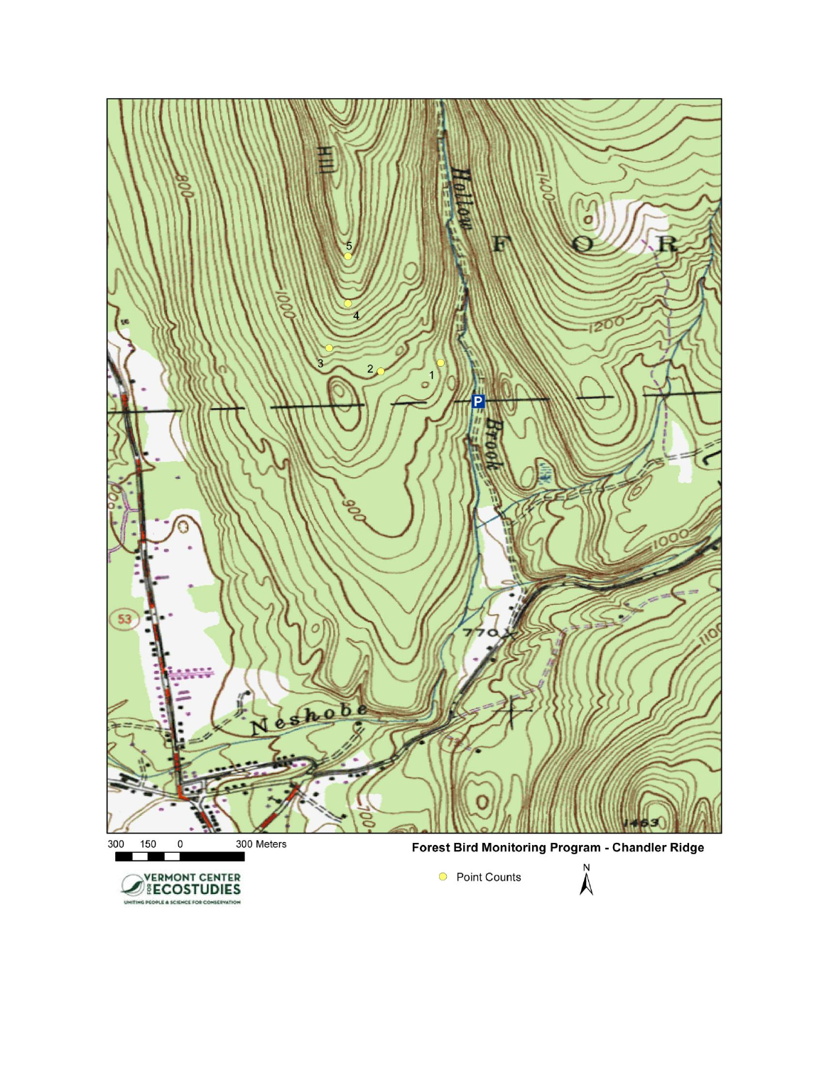Forest Bird Monitoring Program - Chandler Ridge

Point Counts

N

300 150 0 300 Meters

VERMONT CENTER FOR ECOSTUDIES

UNITING PEOPLE & SCIENCE FOR CONSERVATION